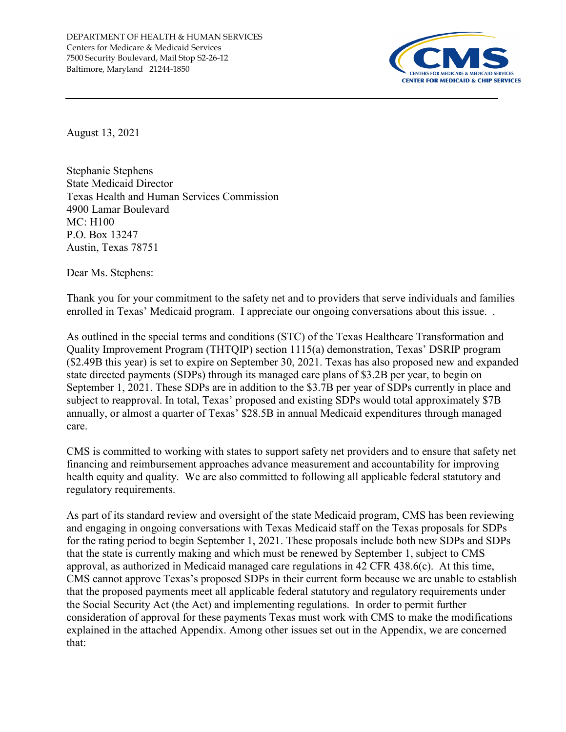DEPARTMENT OF HEALTH & HUMAN SERVICES
Centers for Medicare & Medicaid Services
7500 Security Boulevard, Mail Stop S2-26-12
Baltimore, Maryland 21244-1850

CMS
CENTERS FOR MEDICARE & MEDICAID SERVICES
CENTER FOR MEDICAID & CHIP SERVICES

---

August 13, 2021

Stephanie Stephens
State Medicaid Director
Texas Health and Human Services Commission
4900 Lamar Boulevard
MC: H100
P.O. Box 13247
Austin, Texas 78751

Dear Ms. Stephens:

Thank you for your commitment to the safety net and to providers that serve individuals and families enrolled in Texas' Medicaid program. I appreciate our ongoing conversations about this issue. .

As outlined in the special terms and conditions (STC) of the Texas Healthcare Transformation and Quality Improvement Program (THTQIP) section 1115(a) demonstration, Texas' DSRIP program ($2.49B this year) is set to expire on September 30, 2021. Texas has also proposed new and expanded state directed payments (SDPs) through its managed care plans of $3.2B per year, to begin on September 1, 2021. These SDPs are in addition to the $3.7B per year of SDPs currently in place and subject to reapproval. In total, Texas' proposed and existing SDPs would total approximately $7B annually, or almost a quarter of Texas' $28.5B in annual Medicaid expenditures through managed care.

CMS is committed to working with states to support safety net providers and to ensure that safety net financing and reimbursement approaches advance measurement and accountability for improving health equity and quality. We are also committed to following all applicable federal statutory and regulatory requirements.

As part of its standard review and oversight of the state Medicaid program, CMS has been reviewing and engaging in ongoing conversations with Texas Medicaid staff on the Texas proposals for SDPs for the rating period to begin September 1, 2021. These proposals include both new SDPs and SDPs that the state is currently making and which must be renewed by September 1, subject to CMS approval, as authorized in Medicaid managed care regulations in 42 CFR 438.6(c). At this time, CMS cannot approve Texas's proposed SDPs in their current form because we are unable to establish that the proposed payments meet all applicable federal statutory and regulatory requirements under the Social Security Act (the Act) and implementing regulations. In order to permit further consideration of approval for these payments Texas must work with CMS to make the modifications explained in the attached Appendix. Among other issues set out in the Appendix, we are concerned that: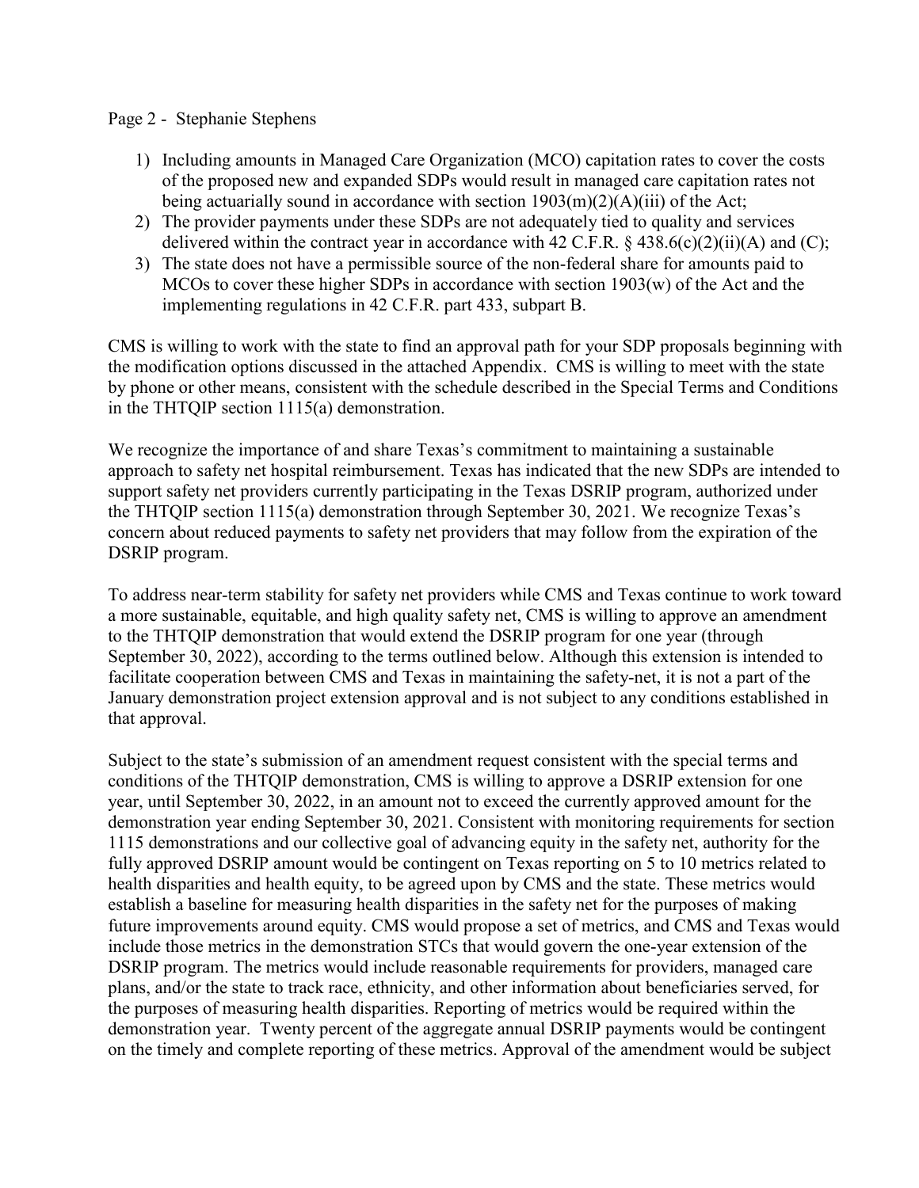1) Including amounts in Managed Care Organization (MCO) capitation rates to cover the costs of the proposed new and expanded SDPs would result in managed care capitation rates not being actuarially sound in accordance with section 1903(m)(2)(A)(iii) of the Act;
2) The provider payments under these SDPs are not adequately tied to quality and services delivered within the contract year in accordance with 42 C.F.R. § 438.6(c)(2)(ii)(A) and (C);
3) The state does not have a permissible source of the non-federal share for amounts paid to MCOs to cover these higher SDPs in accordance with section 1903(w) of the Act and the implementing regulations in 42 C.F.R. part 433, subpart B.

CMS is willing to work with the state to find an approval path for your SDP proposals beginning with the modification options discussed in the attached Appendix. CMS is willing to meet with the state by phone or other means, consistent with the schedule described in the Special Terms and Conditions in the THTQIP section 1115(a) demonstration.

We recognize the importance of and share Texas's commitment to maintaining a sustainable approach to safety net hospital reimbursement. Texas has indicated that the new SDPs are intended to support safety net providers currently participating in the Texas DSRIP program, authorized under the THTQIP section 1115(a) demonstration through September 30, 2021. We recognize Texas's concern about reduced payments to safety net providers that may follow from the expiration of the DSRIP program.

To address near-term stability for safety net providers while CMS and Texas continue to work toward a more sustainable, equitable, and high quality safety net, CMS is willing to approve an amendment to the THTQIP demonstration that would extend the DSRIP program for one year (through September 30, 2022), according to the terms outlined below. Although this extension is intended to facilitate cooperation between CMS and Texas in maintaining the safety-net, it is not a part of the January demonstration project extension approval and is not subject to any conditions established in that approval.

Subject to the state's submission of an amendment request consistent with the special terms and conditions of the THTQIP demonstration, CMS is willing to approve a DSRIP extension for one year, until September 30, 2022, in an amount not to exceed the currently approved amount for the demonstration year ending September 30, 2021. Consistent with monitoring requirements for section 1115 demonstrations and our collective goal of advancing equity in the safety net, authority for the fully approved DSRIP amount would be contingent on Texas reporting on 5 to 10 metrics related to health disparities and health equity, to be agreed upon by CMS and the state. These metrics would establish a baseline for measuring health disparities in the safety net for the purposes of making future improvements around equity. CMS would propose a set of metrics, and CMS and Texas would include those metrics in the demonstration STCs that would govern the one-year extension of the DSRIP program. The metrics would include reasonable requirements for providers, managed care plans, and/or the state to track race, ethnicity, and other information about beneficiaries served, for the purposes of measuring health disparities. Reporting of metrics would be required within the demonstration year. Twenty percent of the aggregate annual DSRIP payments would be contingent on the timely and complete reporting of these metrics. Approval of the amendment would be subject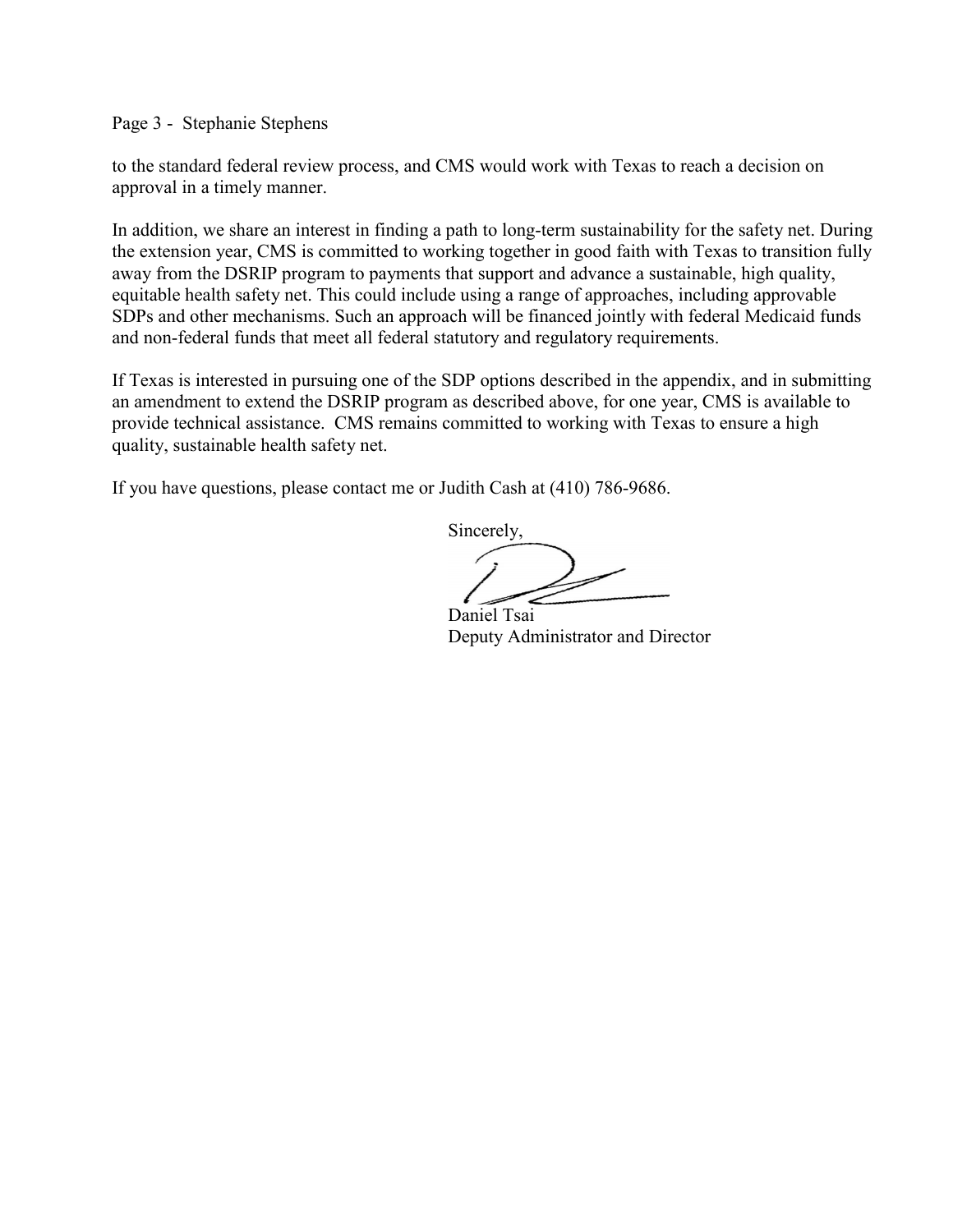to the standard federal review process, and CMS would work with Texas to reach a decision on approval in a timely manner.

In addition, we share an interest in finding a path to long-term sustainability for the safety net. During the extension year, CMS is committed to working together in good faith with Texas to transition fully away from the DSRIP program to payments that support and advance a sustainable, high quality, equitable health safety net. This could include using a range of approaches, including approvable SDPs and other mechanisms. Such an approach will be financed jointly with federal Medicaid funds and non-federal funds that meet all federal statutory and regulatory requirements.

If Texas is interested in pursuing one of the SDP options described in the appendix, and in submitting an amendment to extend the DSRIP program as described above, for one year, CMS is available to provide technical assistance. CMS remains committed to working with Texas to ensure a high quality, sustainable health safety net.

If you have questions, please contact me or Judith Cash at (410) 786-9686.

Sincerely,

Daniel Tsai
Deputy Administrator and Director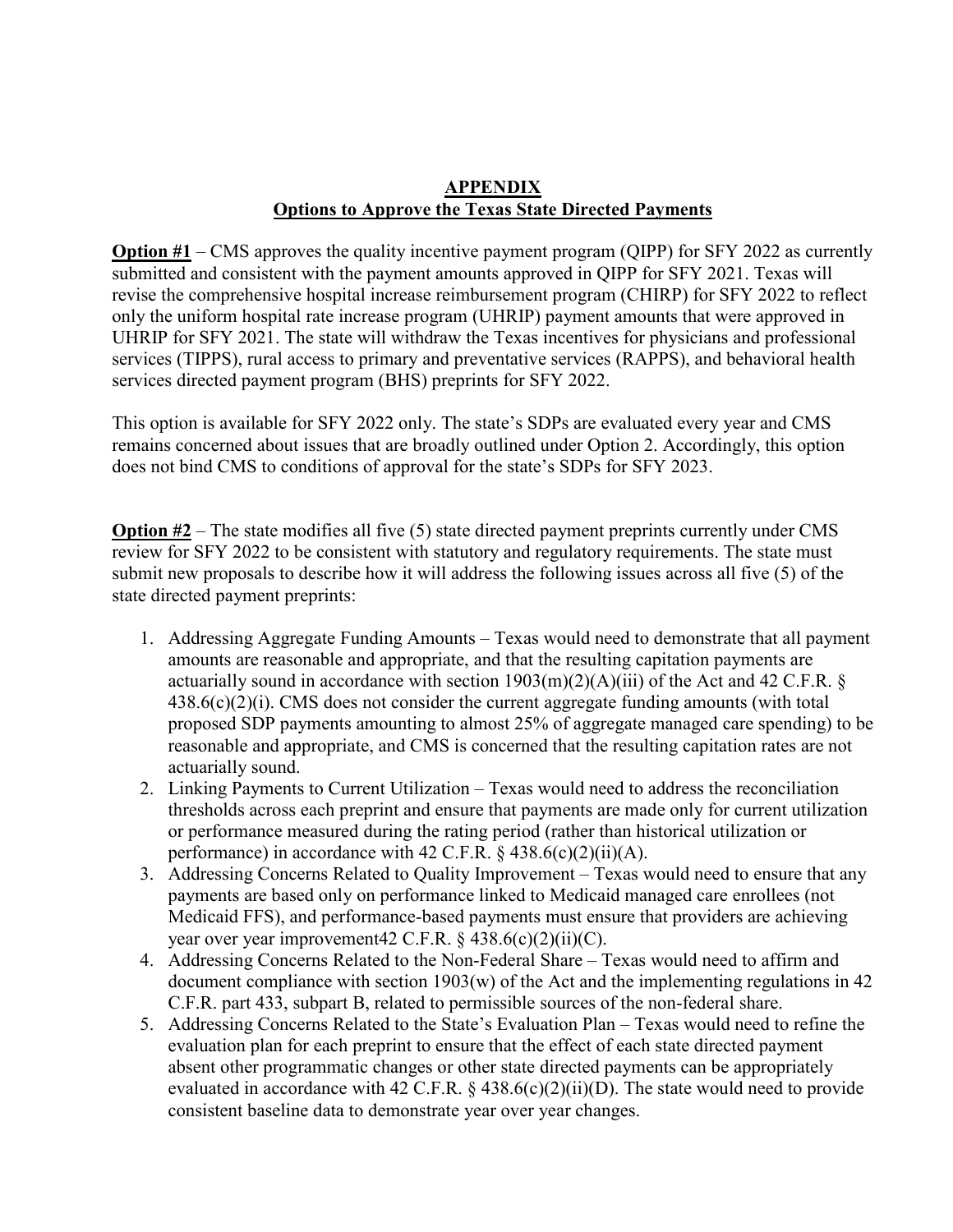## APPENDIX
## Options to Approve the Texas State Directed Payments

**Option #1** – CMS approves the quality incentive payment program (QIPP) for SFY 2022 as currently submitted and consistent with the payment amounts approved in QIPP for SFY 2021. Texas will revise the comprehensive hospital increase reimbursement program (CHIRP) for SFY 2022 to reflect only the uniform hospital rate increase program (UHRIP) payment amounts that were approved in UHRIP for SFY 2021. The state will withdraw the Texas incentives for physicians and professional services (TIPPS), rural access to primary and preventative services (RAPPS), and behavioral health services directed payment program (BHS) preprints for SFY 2022.

This option is available for SFY 2022 only. The state's SDPs are evaluated every year and CMS remains concerned about issues that are broadly outlined under Option 2. Accordingly, this option does not bind CMS to conditions of approval for the state's SDPs for SFY 2023.

**Option #2** – The state modifies all five (5) state directed payment preprints currently under CMS review for SFY 2022 to be consistent with statutory and regulatory requirements. The state must submit new proposals to describe how it will address the following issues across all five (5) of the state directed payment preprints:

1. Addressing Aggregate Funding Amounts – Texas would need to demonstrate that all payment amounts are reasonable and appropriate, and that the resulting capitation payments are actuarially sound in accordance with section 1903(m)(2)(A)(iii) of the Act and 42 C.F.R. § 438.6(c)(2)(i). CMS does not consider the current aggregate funding amounts (with total proposed SDP payments amounting to almost 25% of aggregate managed care spending) to be reasonable and appropriate, and CMS is concerned that the resulting capitation rates are not actuarially sound.
2. Linking Payments to Current Utilization – Texas would need to address the reconciliation thresholds across each preprint and ensure that payments are made only for current utilization or performance measured during the rating period (rather than historical utilization or performance) in accordance with 42 C.F.R. § 438.6(c)(2)(ii)(A).
3. Addressing Concerns Related to Quality Improvement – Texas would need to ensure that any payments are based only on performance linked to Medicaid managed care enrollees (not Medicaid FFS), and performance-based payments must ensure that providers are achieving year over year improvement42 C.F.R. § 438.6(c)(2)(ii)(C).
4. Addressing Concerns Related to the Non-Federal Share – Texas would need to affirm and document compliance with section 1903(w) of the Act and the implementing regulations in 42 C.F.R. part 433, subpart B, related to permissible sources of the non-federal share.
5. Addressing Concerns Related to the State's Evaluation Plan – Texas would need to refine the evaluation plan for each preprint to ensure that the effect of each state directed payment absent other programmatic changes or other state directed payments can be appropriately evaluated in accordance with 42 C.F.R. § 438.6(c)(2)(ii)(D). The state would need to provide consistent baseline data to demonstrate year over year changes.